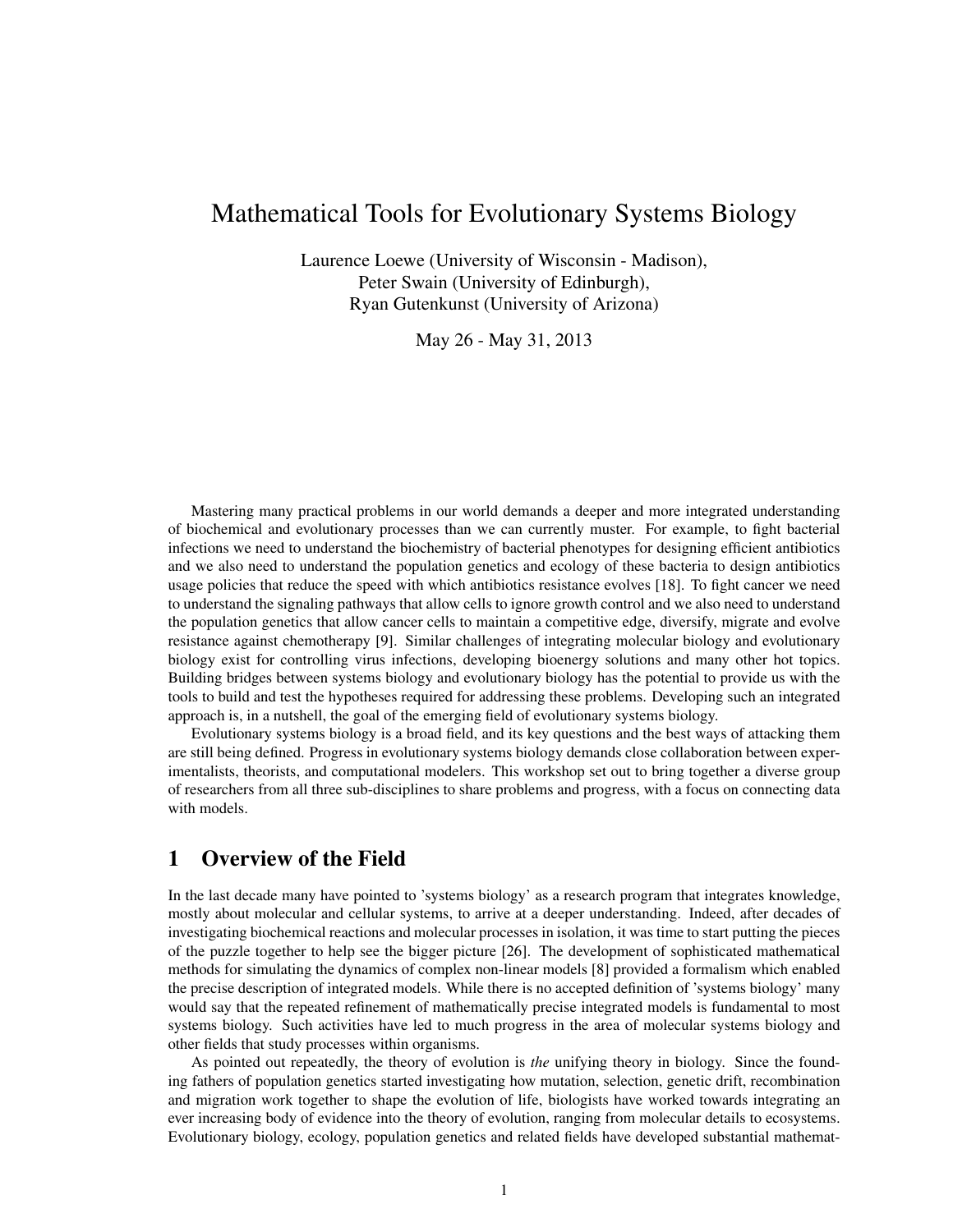# Mathematical Tools for Evolutionary Systems Biology

Laurence Loewe (University of Wisconsin - Madison),
Peter Swain (University of Edinburgh),
Ryan Gutenkunst (University of Arizona)

May 26 - May 31, 2013

Mastering many practical problems in our world demands a deeper and more integrated understanding of biochemical and evolutionary processes than we can currently muster. For example, to fight bacterial infections we need to understand the biochemistry of bacterial phenotypes for designing efficient antibiotics and we also need to understand the population genetics and ecology of these bacteria to design antibiotics usage policies that reduce the speed with which antibiotics resistance evolves [18]. To fight cancer we need to understand the signaling pathways that allow cells to ignore growth control and we also need to understand the population genetics that allow cancer cells to maintain a competitive edge, diversify, migrate and evolve resistance against chemotherapy [9]. Similar challenges of integrating molecular biology and evolutionary biology exist for controlling virus infections, developing bioenergy solutions and many other hot topics. Building bridges between systems biology and evolutionary biology has the potential to provide us with the tools to build and test the hypotheses required for addressing these problems. Developing such an integrated approach is, in a nutshell, the goal of the emerging field of evolutionary systems biology.

Evolutionary systems biology is a broad field, and its key questions and the best ways of attacking them are still being defined. Progress in evolutionary systems biology demands close collaboration between experimentalists, theorists, and computational modelers. This workshop set out to bring together a diverse group of researchers from all three sub-disciplines to share problems and progress, with a focus on connecting data with models.

## 1 Overview of the Field

In the last decade many have pointed to 'systems biology' as a research program that integrates knowledge, mostly about molecular and cellular systems, to arrive at a deeper understanding. Indeed, after decades of investigating biochemical reactions and molecular processes in isolation, it was time to start putting the pieces of the puzzle together to help see the bigger picture [26]. The development of sophisticated mathematical methods for simulating the dynamics of complex non-linear models [8] provided a formalism which enabled the precise description of integrated models. While there is no accepted definition of 'systems biology' many would say that the repeated refinement of mathematically precise integrated models is fundamental to most systems biology. Such activities have led to much progress in the area of molecular systems biology and other fields that study processes within organisms.

As pointed out repeatedly, the theory of evolution is *the* unifying theory in biology. Since the founding fathers of population genetics started investigating how mutation, selection, genetic drift, recombination and migration work together to shape the evolution of life, biologists have worked towards integrating an ever increasing body of evidence into the theory of evolution, ranging from molecular details to ecosystems. Evolutionary biology, ecology, population genetics and related fields have developed substantial mathemat-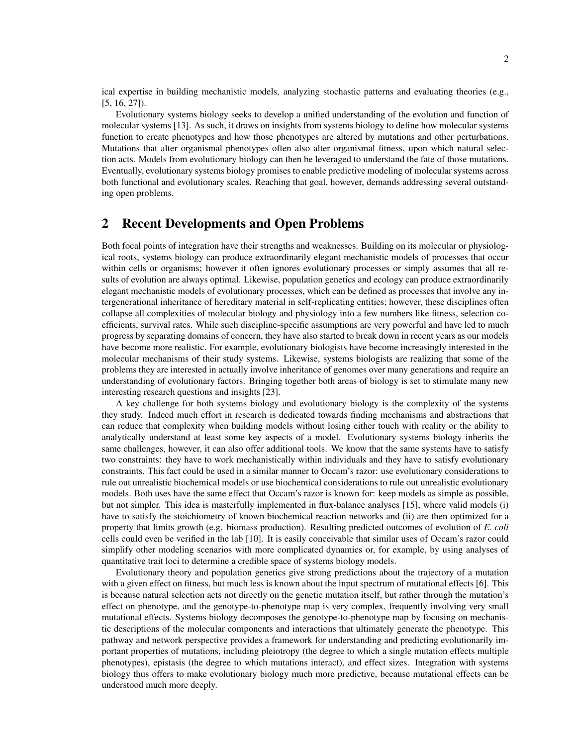ical expertise in building mechanistic models, analyzing stochastic patterns and evaluating theories (e.g., [5, 16, 27]).

Evolutionary systems biology seeks to develop a unified understanding of the evolution and function of molecular systems [13]. As such, it draws on insights from systems biology to define how molecular systems function to create phenotypes and how those phenotypes are altered by mutations and other perturbations. Mutations that alter organismal phenotypes often also alter organismal fitness, upon which natural selection acts. Models from evolutionary biology can then be leveraged to understand the fate of those mutations. Eventually, evolutionary systems biology promises to enable predictive modeling of molecular systems across both functional and evolutionary scales. Reaching that goal, however, demands addressing several outstanding open problems.

## 2 Recent Developments and Open Problems

Both focal points of integration have their strengths and weaknesses. Building on its molecular or physiological roots, systems biology can produce extraordinarily elegant mechanistic models of processes that occur within cells or organisms; however it often ignores evolutionary processes or simply assumes that all results of evolution are always optimal. Likewise, population genetics and ecology can produce extraordinarily elegant mechanistic models of evolutionary processes, which can be defined as processes that involve any intergenerational inheritance of hereditary material in self-replicating entities; however, these disciplines often collapse all complexities of molecular biology and physiology into a few numbers like fitness, selection coefficients, survival rates. While such discipline-specific assumptions are very powerful and have led to much progress by separating domains of concern, they have also started to break down in recent years as our models have become more realistic. For example, evolutionary biologists have become increasingly interested in the molecular mechanisms of their study systems. Likewise, systems biologists are realizing that some of the problems they are interested in actually involve inheritance of genomes over many generations and require an understanding of evolutionary factors. Bringing together both areas of biology is set to stimulate many new interesting research questions and insights [23].

A key challenge for both systems biology and evolutionary biology is the complexity of the systems they study. Indeed much effort in research is dedicated towards finding mechanisms and abstractions that can reduce that complexity when building models without losing either touch with reality or the ability to analytically understand at least some key aspects of a model. Evolutionary systems biology inherits the same challenges, however, it can also offer additional tools. We know that the same systems have to satisfy two constraints: they have to work mechanistically within individuals and they have to satisfy evolutionary constraints. This fact could be used in a similar manner to Occam's razor: use evolutionary considerations to rule out unrealistic biochemical models or use biochemical considerations to rule out unrealistic evolutionary models. Both uses have the same effect that Occam's razor is known for: keep models as simple as possible, but not simpler. This idea is masterfully implemented in flux-balance analyses [15], where valid models (i) have to satisfy the stoichiometry of known biochemical reaction networks and (ii) are then optimized for a property that limits growth (e.g. biomass production). Resulting predicted outcomes of evolution of *E. coli* cells could even be verified in the lab [10]. It is easily conceivable that similar uses of Occam's razor could simplify other modeling scenarios with more complicated dynamics or, for example, by using analyses of quantitative trait loci to determine a credible space of systems biology models.

Evolutionary theory and population genetics give strong predictions about the trajectory of a mutation with a given effect on fitness, but much less is known about the input spectrum of mutational effects [6]. This is because natural selection acts not directly on the genetic mutation itself, but rather through the mutation's effect on phenotype, and the genotype-to-phenotype map is very complex, frequently involving very small mutational effects. Systems biology decomposes the genotype-to-phenotype map by focusing on mechanistic descriptions of the molecular components and interactions that ultimately generate the phenotype. This pathway and network perspective provides a framework for understanding and predicting evolutionarily important properties of mutations, including pleiotropy (the degree to which a single mutation effects multiple phenotypes), epistasis (the degree to which mutations interact), and effect sizes. Integration with systems biology thus offers to make evolutionary biology much more predictive, because mutational effects can be understood much more deeply.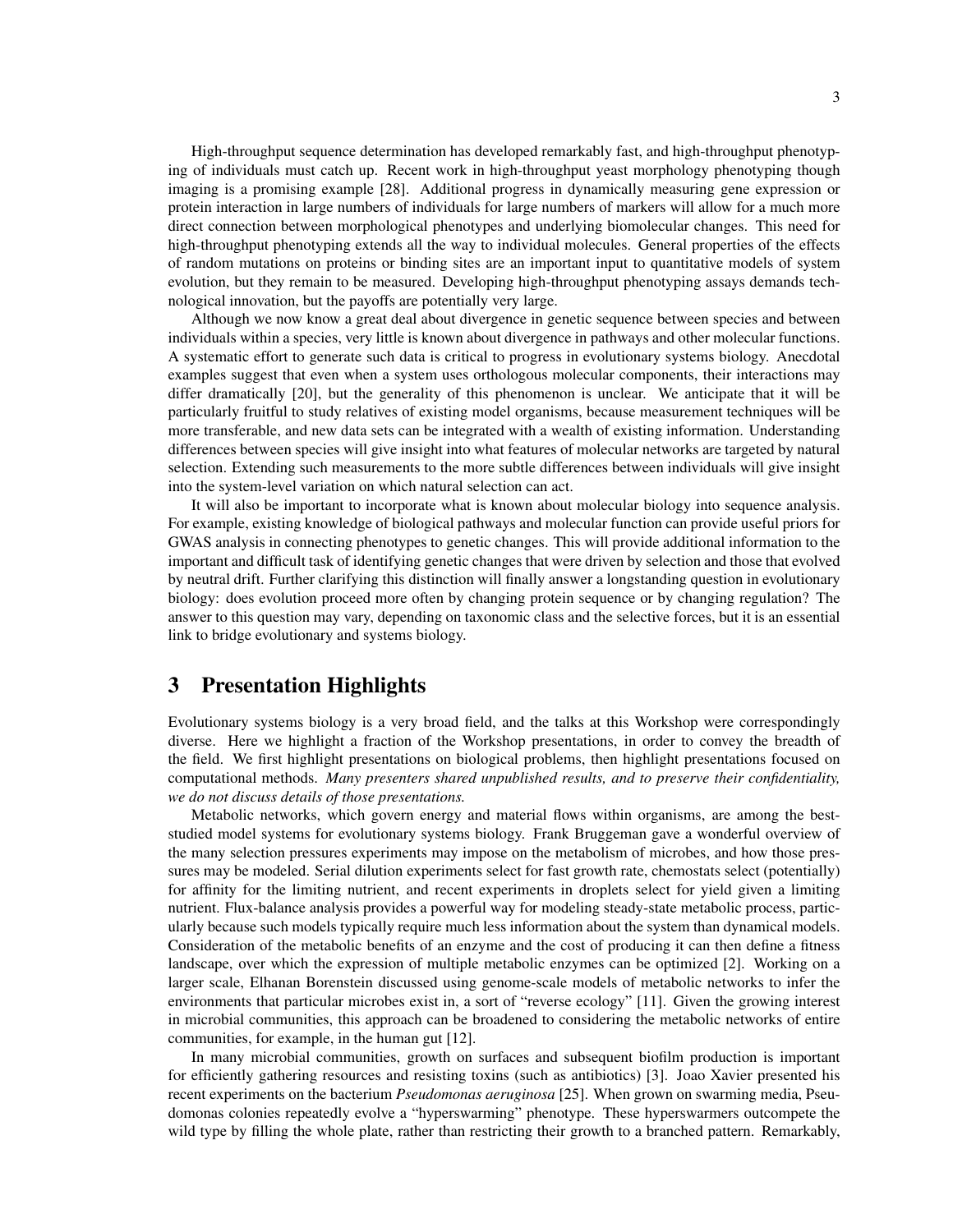High-throughput sequence determination has developed remarkably fast, and high-throughput phenotyping of individuals must catch up. Recent work in high-throughput yeast morphology phenotyping though imaging is a promising example [28]. Additional progress in dynamically measuring gene expression or protein interaction in large numbers of individuals for large numbers of markers will allow for a much more direct connection between morphological phenotypes and underlying biomolecular changes. This need for high-throughput phenotyping extends all the way to individual molecules. General properties of the effects of random mutations on proteins or binding sites are an important input to quantitative models of system evolution, but they remain to be measured. Developing high-throughput phenotyping assays demands technological innovation, but the payoffs are potentially very large.

Although we now know a great deal about divergence in genetic sequence between species and between individuals within a species, very little is known about divergence in pathways and other molecular functions. A systematic effort to generate such data is critical to progress in evolutionary systems biology. Anecdotal examples suggest that even when a system uses orthologous molecular components, their interactions may differ dramatically [20], but the generality of this phenomenon is unclear. We anticipate that it will be particularly fruitful to study relatives of existing model organisms, because measurement techniques will be more transferable, and new data sets can be integrated with a wealth of existing information. Understanding differences between species will give insight into what features of molecular networks are targeted by natural selection. Extending such measurements to the more subtle differences between individuals will give insight into the system-level variation on which natural selection can act.

It will also be important to incorporate what is known about molecular biology into sequence analysis. For example, existing knowledge of biological pathways and molecular function can provide useful priors for GWAS analysis in connecting phenotypes to genetic changes. This will provide additional information to the important and difficult task of identifying genetic changes that were driven by selection and those that evolved by neutral drift. Further clarifying this distinction will finally answer a longstanding question in evolutionary biology: does evolution proceed more often by changing protein sequence or by changing regulation? The answer to this question may vary, depending on taxonomic class and the selective forces, but it is an essential link to bridge evolutionary and systems biology.

# 3 Presentation Highlights

Evolutionary systems biology is a very broad field, and the talks at this Workshop were correspondingly diverse. Here we highlight a fraction of the Workshop presentations, in order to convey the breadth of the field. We first highlight presentations on biological problems, then highlight presentations focused on computational methods. *Many presenters shared unpublished results, and to preserve their confidentiality, we do not discuss details of those presentations.*

Metabolic networks, which govern energy and material flows within organisms, are among the best-studied model systems for evolutionary systems biology. Frank Bruggeman gave a wonderful overview of the many selection pressures experiments may impose on the metabolism of microbes, and how those pressures may be modeled. Serial dilution experiments select for fast growth rate, chemostats select (potentially) for affinity for the limiting nutrient, and recent experiments in droplets select for yield given a limiting nutrient. Flux-balance analysis provides a powerful way for modeling steady-state metabolic process, particularly because such models typically require much less information about the system than dynamical models. Consideration of the metabolic benefits of an enzyme and the cost of producing it can then define a fitness landscape, over which the expression of multiple metabolic enzymes can be optimized [2]. Working on a larger scale, Elhanan Borenstein discussed using genome-scale models of metabolic networks to infer the environments that particular microbes exist in, a sort of "reverse ecology" [11]. Given the growing interest in microbial communities, this approach can be broadened to considering the metabolic networks of entire communities, for example, in the human gut [12].

In many microbial communities, growth on surfaces and subsequent biofilm production is important for efficiently gathering resources and resisting toxins (such as antibiotics) [3]. Joao Xavier presented his recent experiments on the bacterium *Pseudomonas aeruginosa* [25]. When grown on swarming media, Pseudomonas colonies repeatedly evolve a "hyperswarming" phenotype. These hyperswarmers outcompete the wild type by filling the whole plate, rather than restricting their growth to a branched pattern. Remarkably,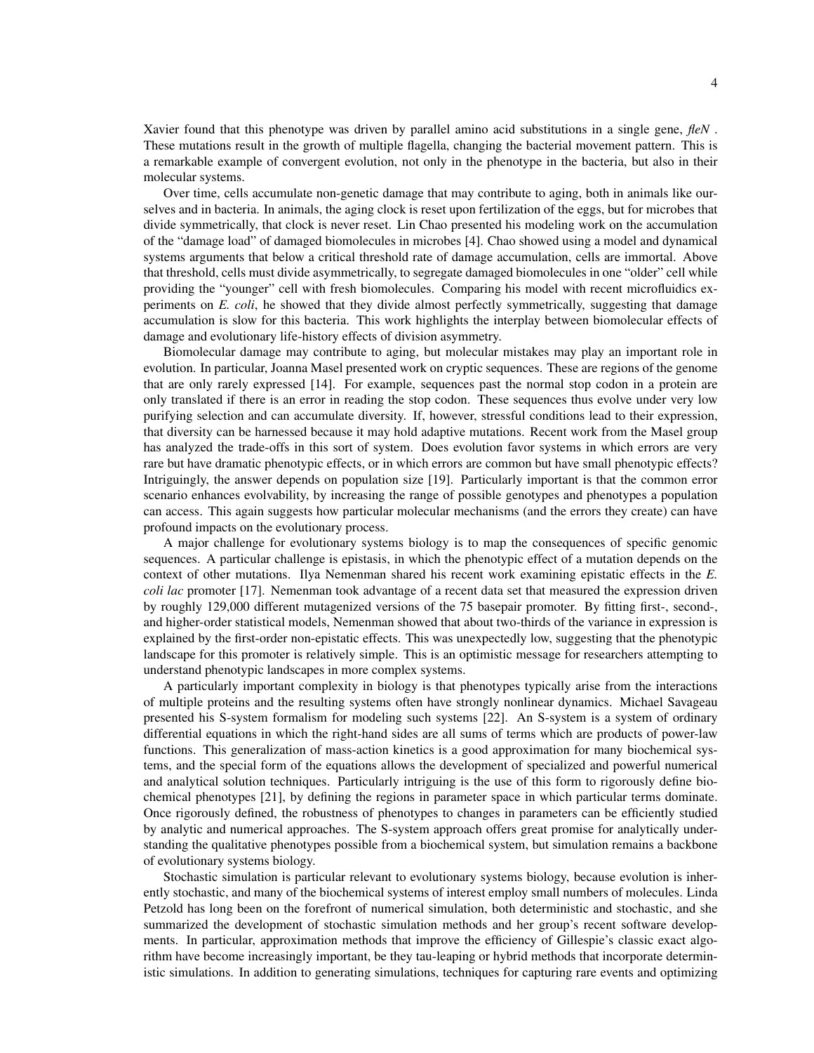Xavier found that this phenotype was driven by parallel amino acid substitutions in a single gene, *fleN* . These mutations result in the growth of multiple flagella, changing the bacterial movement pattern. This is a remarkable example of convergent evolution, not only in the phenotype in the bacteria, but also in their molecular systems.

Over time, cells accumulate non-genetic damage that may contribute to aging, both in animals like ourselves and in bacteria. In animals, the aging clock is reset upon fertilization of the eggs, but for microbes that divide symmetrically, that clock is never reset. Lin Chao presented his modeling work on the accumulation of the "damage load" of damaged biomolecules in microbes [4]. Chao showed using a model and dynamical systems arguments that below a critical threshold rate of damage accumulation, cells are immortal. Above that threshold, cells must divide asymmetrically, to segregate damaged biomolecules in one "older" cell while providing the "younger" cell with fresh biomolecules. Comparing his model with recent microfluidics experiments on *E. coli*, he showed that they divide almost perfectly symmetrically, suggesting that damage accumulation is slow for this bacteria. This work highlights the interplay between biomolecular effects of damage and evolutionary life-history effects of division asymmetry.

Biomolecular damage may contribute to aging, but molecular mistakes may play an important role in evolution. In particular, Joanna Masel presented work on cryptic sequences. These are regions of the genome that are only rarely expressed [14]. For example, sequences past the normal stop codon in a protein are only translated if there is an error in reading the stop codon. These sequences thus evolve under very low purifying selection and can accumulate diversity. If, however, stressful conditions lead to their expression, that diversity can be harnessed because it may hold adaptive mutations. Recent work from the Masel group has analyzed the trade-offs in this sort of system. Does evolution favor systems in which errors are very rare but have dramatic phenotypic effects, or in which errors are common but have small phenotypic effects? Intriguingly, the answer depends on population size [19]. Particularly important is that the common error scenario enhances evolvability, by increasing the range of possible genotypes and phenotypes a population can access. This again suggests how particular molecular mechanisms (and the errors they create) can have profound impacts on the evolutionary process.

A major challenge for evolutionary systems biology is to map the consequences of specific genomic sequences. A particular challenge is epistasis, in which the phenotypic effect of a mutation depends on the context of other mutations. Ilya Nemenman shared his recent work examining epistatic effects in the *E. coli lac* promoter [17]. Nemenman took advantage of a recent data set that measured the expression driven by roughly 129,000 different mutagenized versions of the 75 basepair promoter. By fitting first-, second-, and higher-order statistical models, Nemenman showed that about two-thirds of the variance in expression is explained by the first-order non-epistatic effects. This was unexpectedly low, suggesting that the phenotypic landscape for this promoter is relatively simple. This is an optimistic message for researchers attempting to understand phenotypic landscapes in more complex systems.

A particularly important complexity in biology is that phenotypes typically arise from the interactions of multiple proteins and the resulting systems often have strongly nonlinear dynamics. Michael Savageau presented his S-system formalism for modeling such systems [22]. An S-system is a system of ordinary differential equations in which the right-hand sides are all sums of terms which are products of power-law functions. This generalization of mass-action kinetics is a good approximation for many biochemical systems, and the special form of the equations allows the development of specialized and powerful numerical and analytical solution techniques. Particularly intriguing is the use of this form to rigorously define biochemical phenotypes [21], by defining the regions in parameter space in which particular terms dominate. Once rigorously defined, the robustness of phenotypes to changes in parameters can be efficiently studied by analytic and numerical approaches. The S-system approach offers great promise for analytically understanding the qualitative phenotypes possible from a biochemical system, but simulation remains a backbone of evolutionary systems biology.

Stochastic simulation is particular relevant to evolutionary systems biology, because evolution is inherently stochastic, and many of the biochemical systems of interest employ small numbers of molecules. Linda Petzold has long been on the forefront of numerical simulation, both deterministic and stochastic, and she summarized the development of stochastic simulation methods and her group's recent software developments. In particular, approximation methods that improve the efficiency of Gillespie's classic exact algorithm have become increasingly important, be they tau-leaping or hybrid methods that incorporate deterministic simulations. In addition to generating simulations, techniques for capturing rare events and optimizing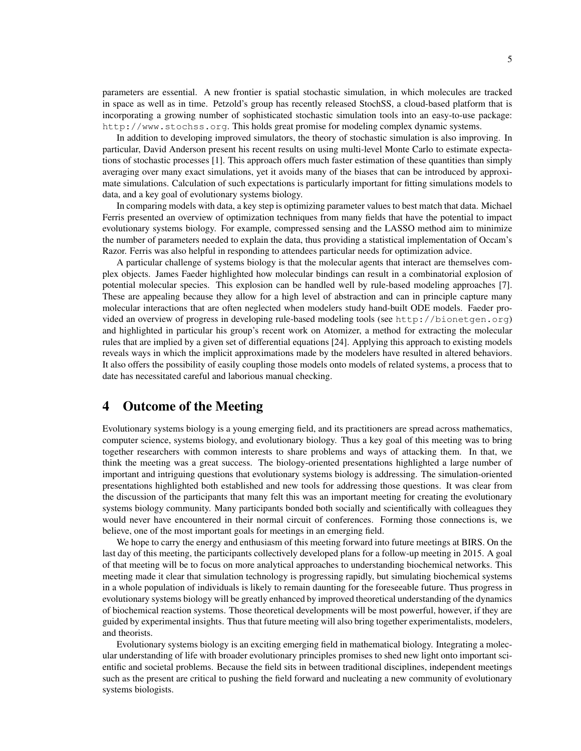parameters are essential. A new frontier is spatial stochastic simulation, in which molecules are tracked in space as well as in time. Petzold's group has recently released StochSS, a cloud-based platform that is incorporating a growing number of sophisticated stochastic simulation tools into an easy-to-use package: `http://www.stochss.org`. This holds great promise for modeling complex dynamic systems.

In addition to developing improved simulators, the theory of stochastic simulation is also improving. In particular, David Anderson present his recent results on using multi-level Monte Carlo to estimate expectations of stochastic processes [1]. This approach offers much faster estimation of these quantities than simply averaging over many exact simulations, yet it avoids many of the biases that can be introduced by approximate simulations. Calculation of such expectations is particularly important for fitting simulations models to data, and a key goal of evolutionary systems biology.

In comparing models with data, a key step is optimizing parameter values to best match that data. Michael Ferris presented an overview of optimization techniques from many fields that have the potential to impact evolutionary systems biology. For example, compressed sensing and the LASSO method aim to minimize the number of parameters needed to explain the data, thus providing a statistical implementation of Occam's Razor. Ferris was also helpful in responding to attendees particular needs for optimization advice.

A particular challenge of systems biology is that the molecular agents that interact are themselves complex objects. James Faeder highlighted how molecular bindings can result in a combinatorial explosion of potential molecular species. This explosion can be handled well by rule-based modeling approaches [7]. These are appealing because they allow for a high level of abstraction and can in principle capture many molecular interactions that are often neglected when modelers study hand-built ODE models. Faeder provided an overview of progress in developing rule-based modeling tools (see `http://bionetgen.org`) and highlighted in particular his group's recent work on Atomizer, a method for extracting the molecular rules that are implied by a given set of differential equations [24]. Applying this approach to existing models reveals ways in which the implicit approximations made by the modelers have resulted in altered behaviors. It also offers the possibility of easily coupling those models onto models of related systems, a process that to date has necessitated careful and laborious manual checking.

# 4 Outcome of the Meeting

Evolutionary systems biology is a young emerging field, and its practitioners are spread across mathematics, computer science, systems biology, and evolutionary biology. Thus a key goal of this meeting was to bring together researchers with common interests to share problems and ways of attacking them. In that, we think the meeting was a great success. The biology-oriented presentations highlighted a large number of important and intriguing questions that evolutionary systems biology is addressing. The simulation-oriented presentations highlighted both established and new tools for addressing those questions. It was clear from the discussion of the participants that many felt this was an important meeting for creating the evolutionary systems biology community. Many participants bonded both socially and scientifically with colleagues they would never have encountered in their normal circuit of conferences. Forming those connections is, we believe, one of the most important goals for meetings in an emerging field.

We hope to carry the energy and enthusiasm of this meeting forward into future meetings at BIRS. On the last day of this meeting, the participants collectively developed plans for a follow-up meeting in 2015. A goal of that meeting will be to focus on more analytical approaches to understanding biochemical networks. This meeting made it clear that simulation technology is progressing rapidly, but simulating biochemical systems in a whole population of individuals is likely to remain daunting for the foreseeable future. Thus progress in evolutionary systems biology will be greatly enhanced by improved theoretical understanding of the dynamics of biochemical reaction systems. Those theoretical developments will be most powerful, however, if they are guided by experimental insights. Thus that future meeting will also bring together experimentalists, modelers, and theorists.

Evolutionary systems biology is an exciting emerging field in mathematical biology. Integrating a molecular understanding of life with broader evolutionary principles promises to shed new light onto important scientific and societal problems. Because the field sits in between traditional disciplines, independent meetings such as the present are critical to pushing the field forward and nucleating a new community of evolutionary systems biologists.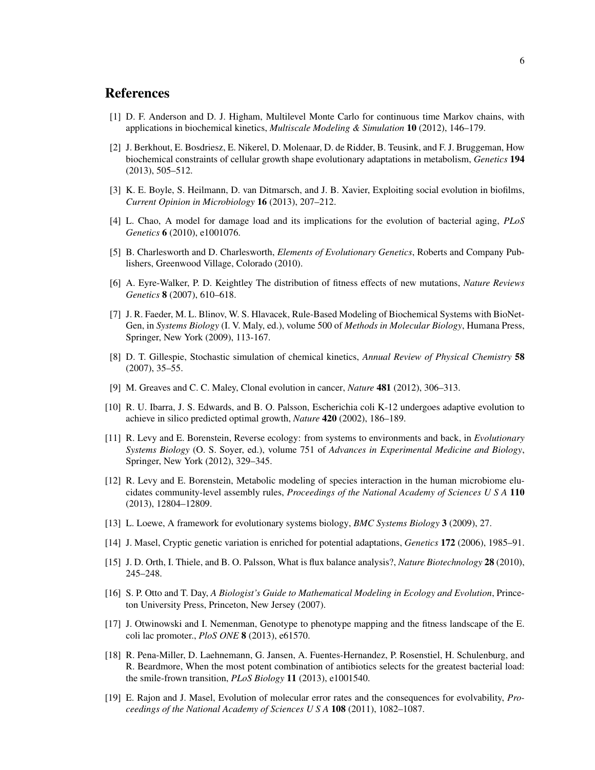## References

[1] D. F. Anderson and D. J. Higham, Multilevel Monte Carlo for continuous time Markov chains, with applications in biochemical kinetics, *Multiscale Modeling & Simulation* **10** (2012), 146–179.

[2] J. Berkhout, E. Bosdriesz, E. Nikerel, D. Molenaar, D. de Ridder, B. Teusink, and F. J. Bruggeman, How biochemical constraints of cellular growth shape evolutionary adaptations in metabolism, *Genetics* **194** (2013), 505–512.

[3] K. E. Boyle, S. Heilmann, D. van Ditmarsch, and J. B. Xavier, Exploiting social evolution in biofilms, *Current Opinion in Microbiology* **16** (2013), 207–212.

[4] L. Chao, A model for damage load and its implications for the evolution of bacterial aging, *PLoS Genetics* **6** (2010), e1001076.

[5] B. Charlesworth and D. Charlesworth, *Elements of Evolutionary Genetics*, Roberts and Company Publishers, Greenwood Village, Colorado (2010).

[6] A. Eyre-Walker, P. D. Keightley The distribution of fitness effects of new mutations, *Nature Reviews Genetics* **8** (2007), 610–618.

[7] J. R. Faeder, M. L. Blinov, W. S. Hlavacek, Rule-Based Modeling of Biochemical Systems with BioNetGen, in *Systems Biology* (I. V. Maly, ed.), volume 500 of *Methods in Molecular Biology*, Humana Press, Springer, New York (2009), 113-167.

[8] D. T. Gillespie, Stochastic simulation of chemical kinetics, *Annual Review of Physical Chemistry* **58** (2007), 35–55.

[9] M. Greaves and C. C. Maley, Clonal evolution in cancer, *Nature* **481** (2012), 306–313.

[10] R. U. Ibarra, J. S. Edwards, and B. O. Palsson, Escherichia coli K-12 undergoes adaptive evolution to achieve in silico predicted optimal growth, *Nature* **420** (2002), 186–189.

[11] R. Levy and E. Borenstein, Reverse ecology: from systems to environments and back, in *Evolutionary Systems Biology* (O. S. Soyer, ed.), volume 751 of *Advances in Experimental Medicine and Biology*, Springer, New York (2012), 329–345.

[12] R. Levy and E. Borenstein, Metabolic modeling of species interaction in the human microbiome elucidates community-level assembly rules, *Proceedings of the National Academy of Sciences U S A* **110** (2013), 12804–12809.

[13] L. Loewe, A framework for evolutionary systems biology, *BMC Systems Biology* **3** (2009), 27.

[14] J. Masel, Cryptic genetic variation is enriched for potential adaptations, *Genetics* **172** (2006), 1985–91.

[15] J. D. Orth, I. Thiele, and B. O. Palsson, What is flux balance analysis?, *Nature Biotechnology* **28** (2010), 245–248.

[16] S. P. Otto and T. Day, *A Biologist's Guide to Mathematical Modeling in Ecology and Evolution*, Princeton University Press, Princeton, New Jersey (2007).

[17] J. Otwinowski and I. Nemenman, Genotype to phenotype mapping and the fitness landscape of the E. coli lac promoter., *PloS ONE* **8** (2013), e61570.

[18] R. Pena-Miller, D. Laehnemann, G. Jansen, A. Fuentes-Hernandez, P. Rosenstiel, H. Schulenburg, and R. Beardmore, When the most potent combination of antibiotics selects for the greatest bacterial load: the smile-frown transition, *PLoS Biology* **11** (2013), e1001540.

[19] E. Rajon and J. Masel, Evolution of molecular error rates and the consequences for evolvability, *Proceedings of the National Academy of Sciences U S A* **108** (2011), 1082–1087.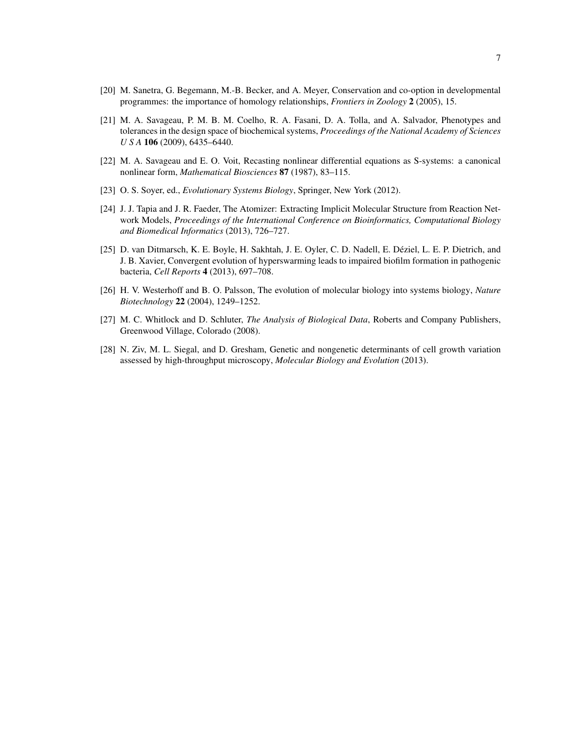[20] M. Sanetra, G. Begemann, M.-B. Becker, and A. Meyer, Conservation and co-option in developmental programmes: the importance of homology relationships, *Frontiers in Zoology* **2** (2005), 15.

[21] M. A. Savageau, P. M. B. M. Coelho, R. A. Fasani, D. A. Tolla, and A. Salvador, Phenotypes and tolerances in the design space of biochemical systems, *Proceedings of the National Academy of Sciences U S A* **106** (2009), 6435–6440.

[22] M. A. Savageau and E. O. Voit, Recasting nonlinear differential equations as S-systems: a canonical nonlinear form, *Mathematical Biosciences* **87** (1987), 83–115.

[23] O. S. Soyer, ed., *Evolutionary Systems Biology*, Springer, New York (2012).

[24] J. J. Tapia and J. R. Faeder, The Atomizer: Extracting Implicit Molecular Structure from Reaction Network Models, *Proceedings of the International Conference on Bioinformatics, Computational Biology and Biomedical Informatics* (2013), 726–727.

[25] D. van Ditmarsch, K. E. Boyle, H. Sakhtah, J. E. Oyler, C. D. Nadell, E. Déziel, L. E. P. Dietrich, and J. B. Xavier, Convergent evolution of hyperswarming leads to impaired biofilm formation in pathogenic bacteria, *Cell Reports* **4** (2013), 697–708.

[26] H. V. Westerhoff and B. O. Palsson, The evolution of molecular biology into systems biology, *Nature Biotechnology* **22** (2004), 1249–1252.

[27] M. C. Whitlock and D. Schluter, *The Analysis of Biological Data*, Roberts and Company Publishers, Greenwood Village, Colorado (2008).

[28] N. Ziv, M. L. Siegal, and D. Gresham, Genetic and nongenetic determinants of cell growth variation assessed by high-throughput microscopy, *Molecular Biology and Evolution* (2013).